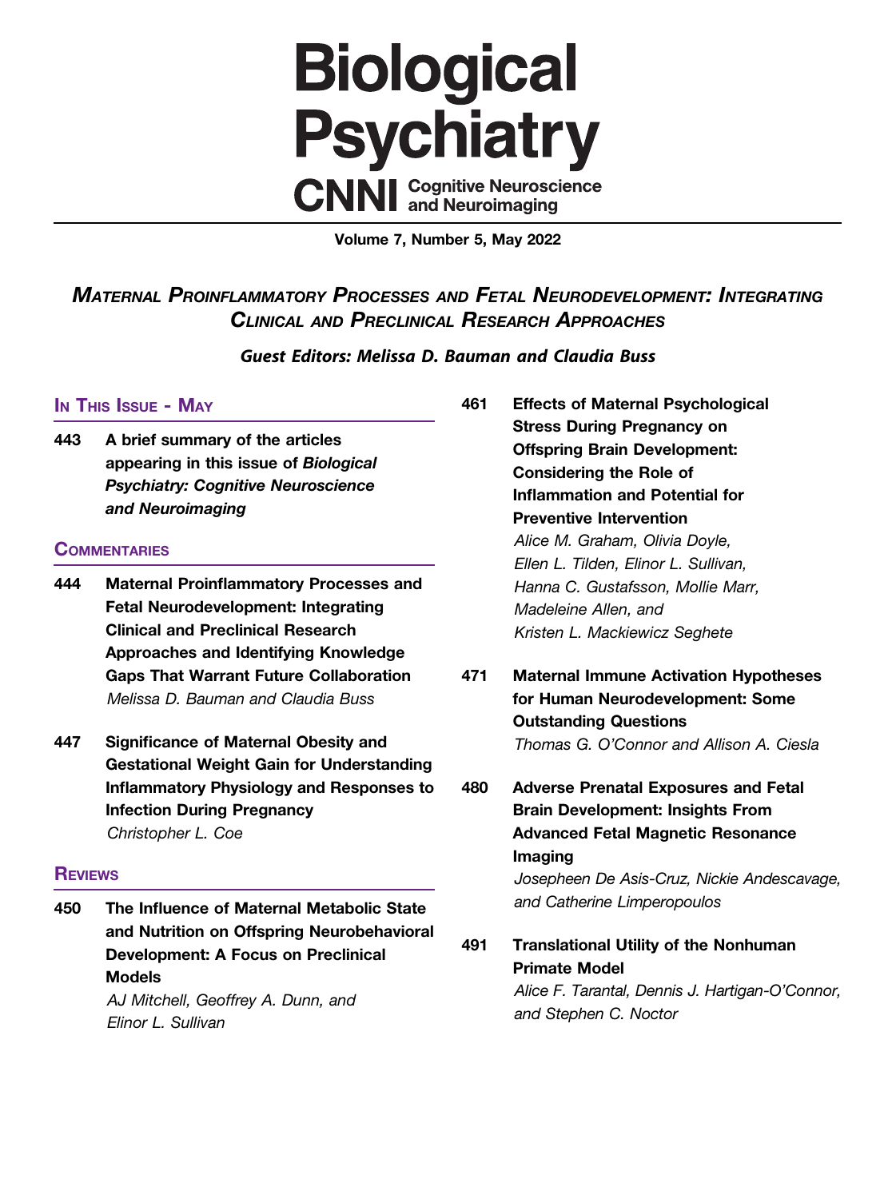# Biological Psychiatry

**CNNI** Cognitive Neuroscience and Neuroimaging

**Volume 7, Number 5, May 2022**

## *Maternal Proinflammatory Processes and Fetal Neurodevelopment: Integrating Clinical and Preclinical Research Approaches*

***Guest Editors: Melissa D. Bauman and Claudia Buss***

### In This Issue - May

**443** **A brief summary of the articles appearing in this issue of *Biological Psychiatry: Cognitive Neuroscience and Neuroimaging***

### Commentaries

**444** **Maternal Proinflammatory Processes and Fetal Neurodevelopment: Integrating Clinical and Preclinical Research Approaches and Identifying Knowledge Gaps That Warrant Future Collaboration**
*Melissa D. Bauman and Claudia Buss*

**447** **Significance of Maternal Obesity and Gestational Weight Gain for Understanding Inflammatory Physiology and Responses to Infection During Pregnancy**
*Christopher L. Coe*

### Reviews

**450** **The Influence of Maternal Metabolic State and Nutrition on Offspring Neurobehavioral Development: A Focus on Preclinical Models**
*AJ Mitchell, Geoffrey A. Dunn, and Elinor L. Sullivan*

**461** **Effects of Maternal Psychological Stress During Pregnancy on Offspring Brain Development: Considering the Role of Inflammation and Potential for Preventive Intervention**
*Alice M. Graham, Olivia Doyle, Ellen L. Tilden, Elinor L. Sullivan, Hanna C. Gustafsson, Mollie Marr, Madeleine Allen, and Kristen L. Mackiewicz Seghete*

**471** **Maternal Immune Activation Hypotheses for Human Neurodevelopment: Some Outstanding Questions**
*Thomas G. O'Connor and Allison A. Ciesla*

**480** **Adverse Prenatal Exposures and Fetal Brain Development: Insights From Advanced Fetal Magnetic Resonance Imaging**
*Josepheen De Asis-Cruz, Nickie Andescavage, and Catherine Limperopoulos*

**491** **Translational Utility of the Nonhuman Primate Model**
*Alice F. Tarantal, Dennis J. Hartigan-O'Connor, and Stephen C. Noctor*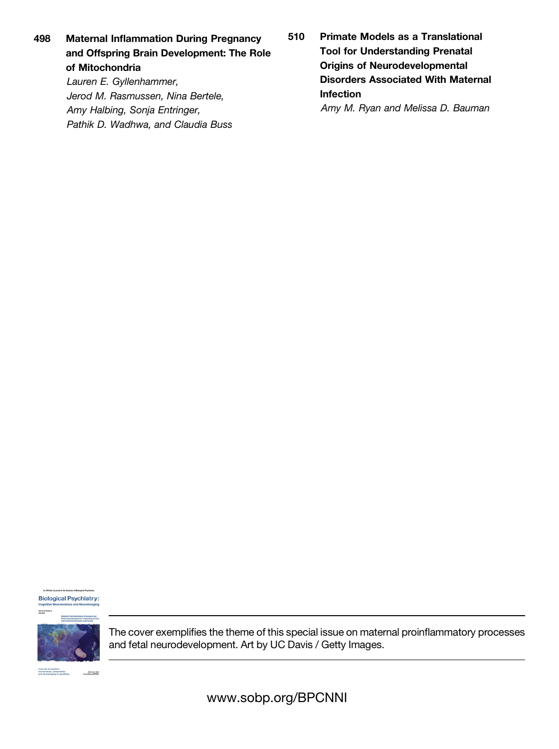**498 Maternal Inflammation During Pregnancy and Offspring Brain Development: The Role of Mitochondria**

*Lauren E. Gyllenhammer, Jerod M. Rasmussen, Nina Bertele, Amy Halbing, Sonja Entringer, Pathik D. Wadhwa, and Claudia Buss*

**510 Primate Models as a Translational Tool for Understanding Prenatal Origins of Neurodevelopmental Disorders Associated With Maternal Infection**

*Amy M. Ryan and Melissa D. Bauman*

The cover exemplifies the theme of this special issue on maternal proinflammatory processes and fetal neurodevelopment. Art by UC Davis / Getty Images.

www.sobp.org/BPCNNI